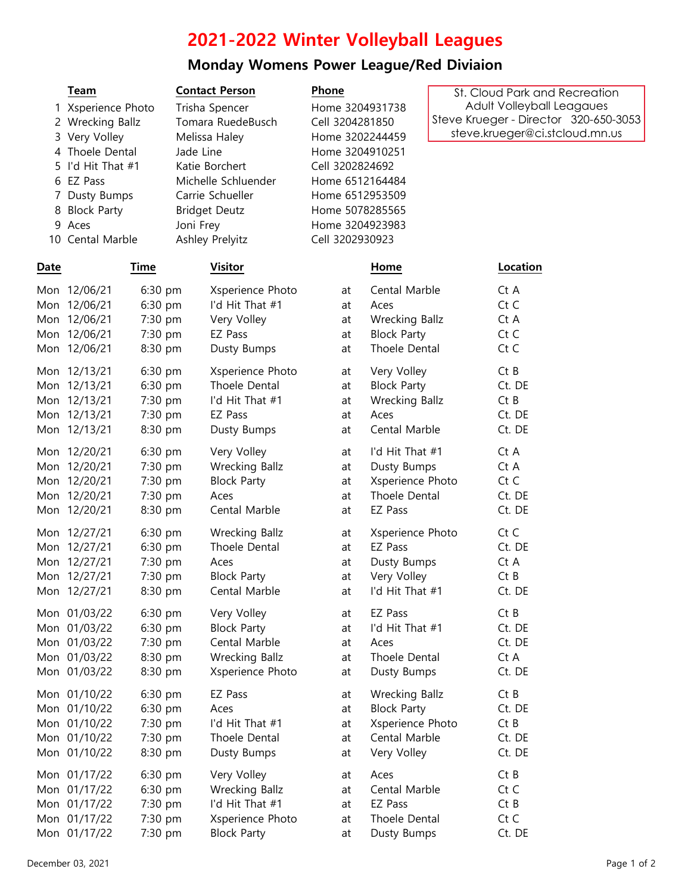# 2021-2022 Winter Volleyball Leagues

## Monday Womens Power League/Red Diviaion

| | Team | Contact Person | Phone |
|---|---|---|---|
| 1 | Xsperience Photo | Trisha Spencer | Home 3204931738 |
| 2 | Wrecking Ballz | Tomara RuedeBusch | Cell 3204281850 |
| 3 | Very Volley | Melissa Haley | Home 3202244459 |
| 4 | Thoele Dental | Jade Line | Home 3204910251 |
| 5 | I'd Hit That #1 | Katie Borchert | Cell 3202824692 |
| 6 | EZ Pass | Michelle Schluender | Home 6512164484 |
| 7 | Dusty Bumps | Carrie Schueller | Home 6512953509 |
| 8 | Block Party | Bridget Deutz | Home 5078285565 |
| 9 | Aces | Joni Frey | Home 3204923983 |
| 10 | Cental Marble | Ashley Prelyitz | Cell 3202930923 |

St. Cloud Park and Recreation
Adult Volleyball Leagaues
Steve Krueger - Director 320-650-3053
steve.krueger@ci.stcloud.mn.us

| Date | | Time | Visitor | | Home | Location |
|---|---|---|---|---|---|---|
| Mon | 12/06/21 | 6:30 pm | Xsperience Photo | at | Cental Marble | Ct A |
| Mon | 12/06/21 | 6:30 pm | I'd Hit That #1 | at | Aces | Ct C |
| Mon | 12/06/21 | 7:30 pm | Very Volley | at | Wrecking Ballz | Ct A |
| Mon | 12/06/21 | 7:30 pm | EZ Pass | at | Block Party | Ct C |
| Mon | 12/06/21 | 8:30 pm | Dusty Bumps | at | Thoele Dental | Ct C |
| Mon | 12/13/21 | 6:30 pm | Xsperience Photo | at | Very Volley | Ct B |
| Mon | 12/13/21 | 6:30 pm | Thoele Dental | at | Block Party | Ct. DE |
| Mon | 12/13/21 | 7:30 pm | I'd Hit That #1 | at | Wrecking Ballz | Ct B |
| Mon | 12/13/21 | 7:30 pm | EZ Pass | at | Aces | Ct. DE |
| Mon | 12/13/21 | 8:30 pm | Dusty Bumps | at | Cental Marble | Ct. DE |
| Mon | 12/20/21 | 6:30 pm | Very Volley | at | I'd Hit That #1 | Ct A |
| Mon | 12/20/21 | 7:30 pm | Wrecking Ballz | at | Dusty Bumps | Ct A |
| Mon | 12/20/21 | 7:30 pm | Block Party | at | Xsperience Photo | Ct C |
| Mon | 12/20/21 | 7:30 pm | Aces | at | Thoele Dental | Ct. DE |
| Mon | 12/20/21 | 8:30 pm | Cental Marble | at | EZ Pass | Ct. DE |
| Mon | 12/27/21 | 6:30 pm | Wrecking Ballz | at | Xsperience Photo | Ct C |
| Mon | 12/27/21 | 6:30 pm | Thoele Dental | at | EZ Pass | Ct. DE |
| Mon | 12/27/21 | 7:30 pm | Aces | at | Dusty Bumps | Ct A |
| Mon | 12/27/21 | 7:30 pm | Block Party | at | Very Volley | Ct B |
| Mon | 12/27/21 | 8:30 pm | Cental Marble | at | I'd Hit That #1 | Ct. DE |
| Mon | 01/03/22 | 6:30 pm | Very Volley | at | EZ Pass | Ct B |
| Mon | 01/03/22 | 6:30 pm | Block Party | at | I'd Hit That #1 | Ct. DE |
| Mon | 01/03/22 | 7:30 pm | Cental Marble | at | Aces | Ct. DE |
| Mon | 01/03/22 | 8:30 pm | Wrecking Ballz | at | Thoele Dental | Ct A |
| Mon | 01/03/22 | 8:30 pm | Xsperience Photo | at | Dusty Bumps | Ct. DE |
| Mon | 01/10/22 | 6:30 pm | EZ Pass | at | Wrecking Ballz | Ct B |
| Mon | 01/10/22 | 6:30 pm | Aces | at | Block Party | Ct. DE |
| Mon | 01/10/22 | 7:30 pm | I'd Hit That #1 | at | Xsperience Photo | Ct B |
| Mon | 01/10/22 | 7:30 pm | Thoele Dental | at | Cental Marble | Ct. DE |
| Mon | 01/10/22 | 8:30 pm | Dusty Bumps | at | Very Volley | Ct. DE |
| Mon | 01/17/22 | 6:30 pm | Very Volley | at | Aces | Ct B |
| Mon | 01/17/22 | 6:30 pm | Wrecking Ballz | at | Cental Marble | Ct C |
| Mon | 01/17/22 | 7:30 pm | I'd Hit That #1 | at | EZ Pass | Ct B |
| Mon | 01/17/22 | 7:30 pm | Xsperience Photo | at | Thoele Dental | Ct C |
| Mon | 01/17/22 | 7:30 pm | Block Party | at | Dusty Bumps | Ct. DE |

December 03, 2021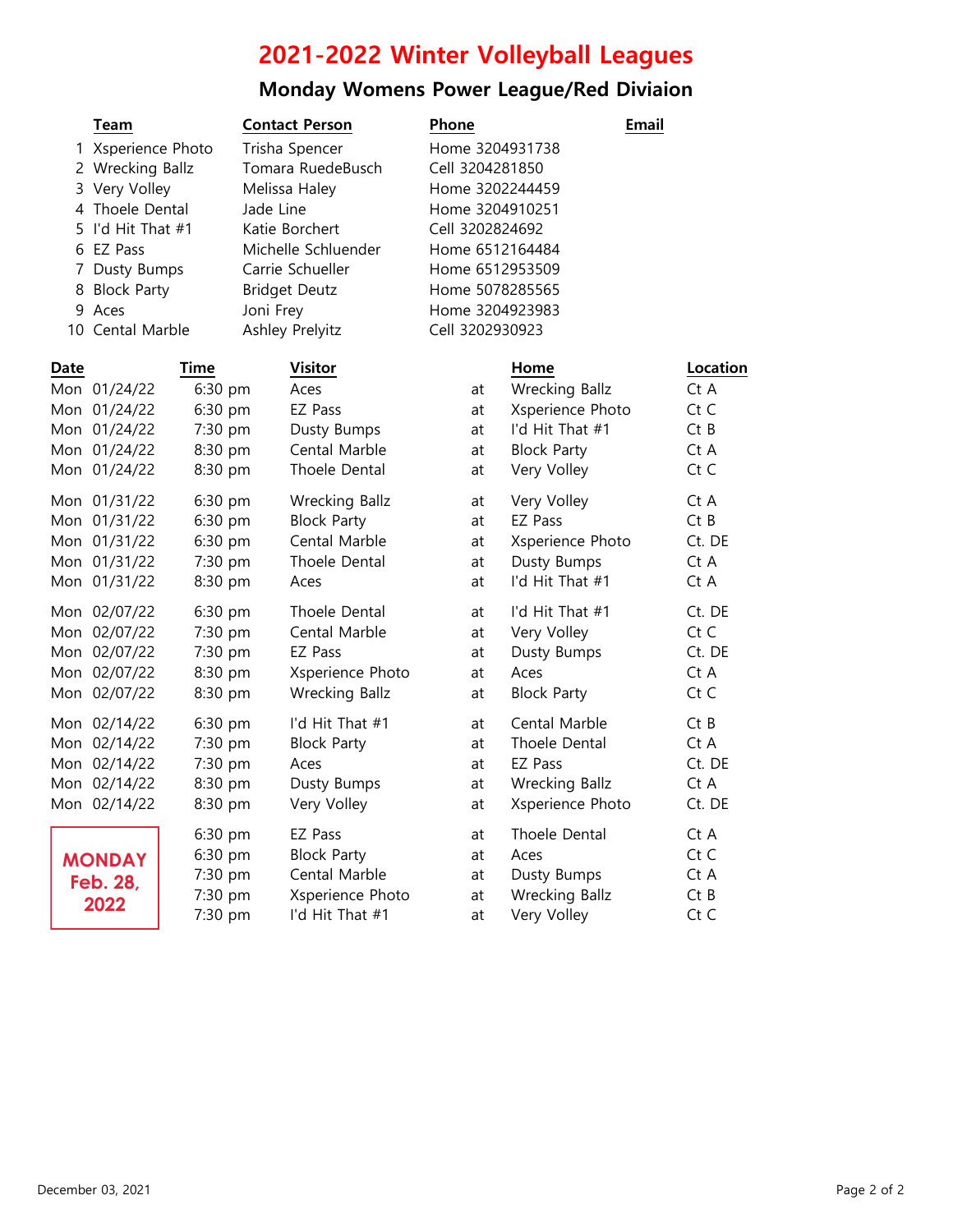# 2021-2022 Winter Volleyball Leagues

## Monday Womens Power League/Red Diviaion

| | Team | Contact Person | Phone | Email |
|---|---|---|---|---|
| 1 | Xsperience Photo | Trisha Spencer | Home 3204931738 | |
| 2 | Wrecking Ballz | Tomara RuedeBusch | Cell 3204281850 | |
| 3 | Very Volley | Melissa Haley | Home 3202244459 | |
| 4 | Thoele Dental | Jade Line | Home 3204910251 | |
| 5 | I'd Hit That #1 | Katie Borchert | Cell 3202824692 | |
| 6 | EZ Pass | Michelle Schluender | Home 6512164484 | |
| 7 | Dusty Bumps | Carrie Schueller | Home 6512953509 | |
| 8 | Block Party | Bridget Deutz | Home 5078285565 | |
| 9 | Aces | Joni Frey | Home 3204923983 | |
| 10 | Cental Marble | Ashley Prelyitz | Cell 3202930923 | |

| Date | Time | Visitor | | Home | Location |
|---|---|---|---|---|---|
| Mon 01/24/22 | 6:30 pm | Aces | at | Wrecking Ballz | Ct A |
| Mon 01/24/22 | 6:30 pm | EZ Pass | at | Xsperience Photo | Ct C |
| Mon 01/24/22 | 7:30 pm | Dusty Bumps | at | I'd Hit That #1 | Ct B |
| Mon 01/24/22 | 8:30 pm | Cental Marble | at | Block Party | Ct A |
| Mon 01/24/22 | 8:30 pm | Thoele Dental | at | Very Volley | Ct C |
| Mon 01/31/22 | 6:30 pm | Wrecking Ballz | at | Very Volley | Ct A |
| Mon 01/31/22 | 6:30 pm | Block Party | at | EZ Pass | Ct B |
| Mon 01/31/22 | 6:30 pm | Cental Marble | at | Xsperience Photo | Ct. DE |
| Mon 01/31/22 | 7:30 pm | Thoele Dental | at | Dusty Bumps | Ct A |
| Mon 01/31/22 | 8:30 pm | Aces | at | I'd Hit That #1 | Ct A |
| Mon 02/07/22 | 6:30 pm | Thoele Dental | at | I'd Hit That #1 | Ct. DE |
| Mon 02/07/22 | 7:30 pm | Cental Marble | at | Very Volley | Ct C |
| Mon 02/07/22 | 7:30 pm | EZ Pass | at | Dusty Bumps | Ct. DE |
| Mon 02/07/22 | 8:30 pm | Xsperience Photo | at | Aces | Ct A |
| Mon 02/07/22 | 8:30 pm | Wrecking Ballz | at | Block Party | Ct C |
| Mon 02/14/22 | 6:30 pm | I'd Hit That #1 | at | Cental Marble | Ct B |
| Mon 02/14/22 | 7:30 pm | Block Party | at | Thoele Dental | Ct A |
| Mon 02/14/22 | 7:30 pm | Aces | at | EZ Pass | Ct. DE |
| Mon 02/14/22 | 8:30 pm | Dusty Bumps | at | Wrecking Ballz | Ct A |
| Mon 02/14/22 | 8:30 pm | Very Volley | at | Xsperience Photo | Ct. DE |
| MONDAY Feb. 28, 2022 | 6:30 pm | EZ Pass | at | Thoele Dental | Ct A |
| | 6:30 pm | Block Party | at | Aces | Ct C |
| | 7:30 pm | Cental Marble | at | Dusty Bumps | Ct A |
| | 7:30 pm | Xsperience Photo | at | Wrecking Ballz | Ct B |
| | 7:30 pm | I'd Hit That #1 | at | Very Volley | Ct C |

December 03, 2021